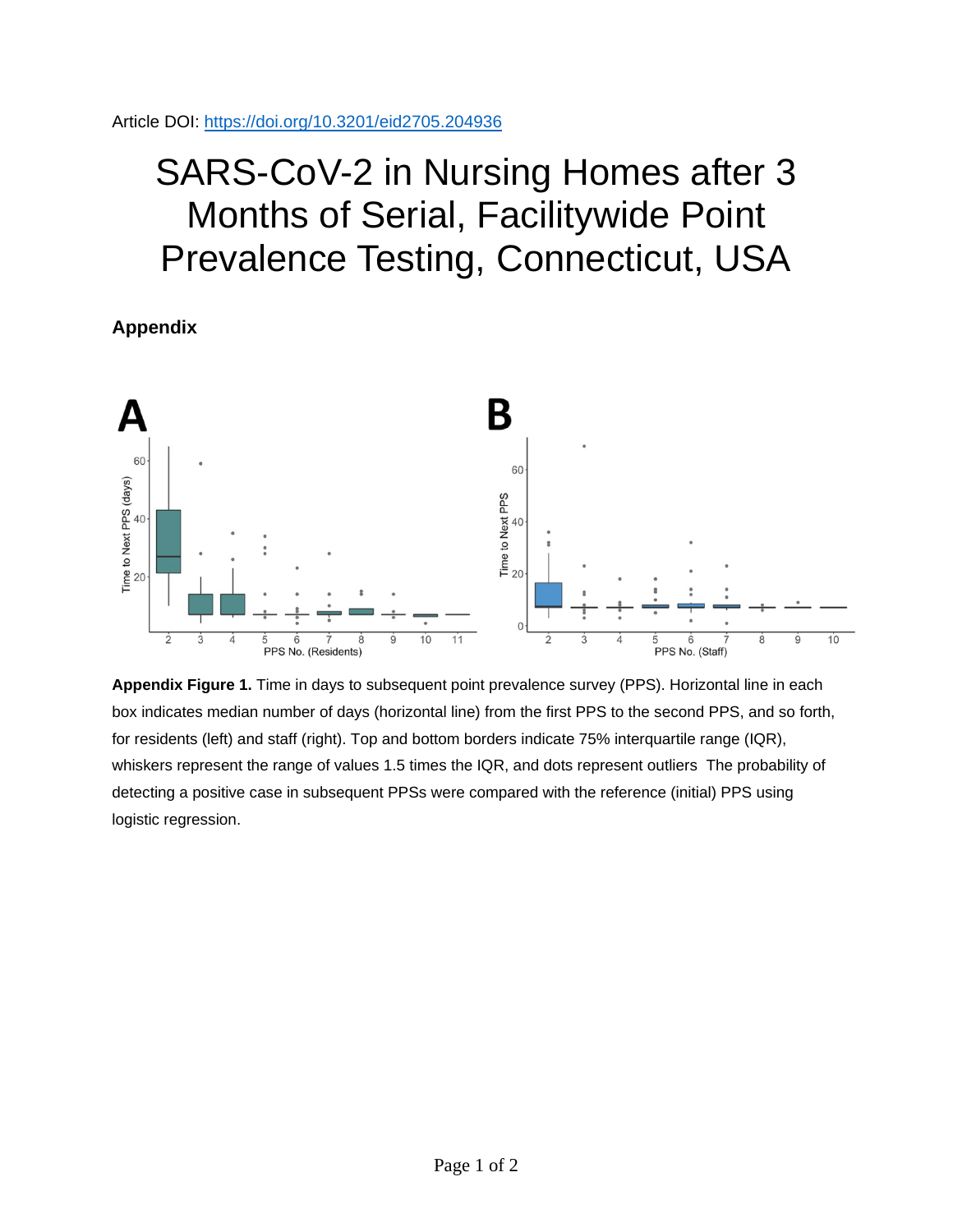Article DOI: https://doi.org/10.3201/eid2705.204936

# SARS-CoV-2 in Nursing Homes after 3 Months of Serial, Facilitywide Point Prevalence Testing, Connecticut, USA

## Appendix

**Appendix Figure 1.** Time in days to subsequent point prevalence survey (PPS). Horizontal line in each box indicates median number of days (horizontal line) from the first PPS to the second PPS, and so forth, for residents (left) and staff (right). Top and bottom borders indicate 75% interquartile range (IQR), whiskers represent the range of values 1.5 times the IQR, and dots represent outliers The probability of detecting a positive case in subsequent PPSs were compared with the reference (initial) PPS using logistic regression.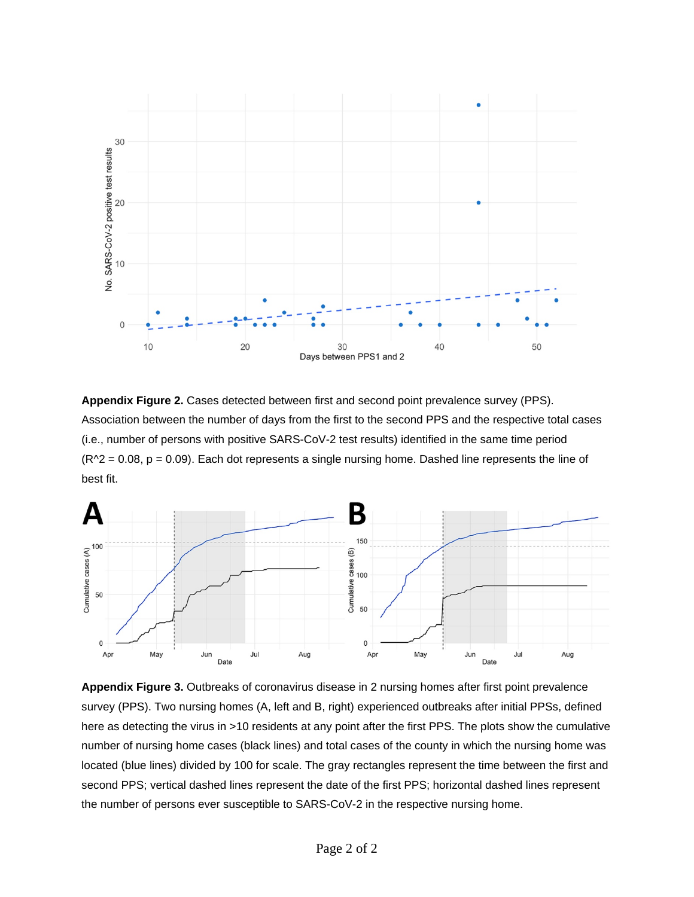No. SARS-CoV-2 positive test results

30

20

10

0

10

20

30

40

50

Days between PPS1 and 2

**Appendix Figure 2.** Cases detected between first and second point prevalence survey (PPS). Association between the number of days from the first to the second PPS and the respective total cases (i.e., number of persons with positive SARS-CoV-2 test results) identified in the same time period ($R^2 = 0.08$, $p = 0.09$). Each dot represents a single nursing home. Dashed line represents the line of best fit.

A

Cumulative cases (A)

100

50

0

Apr

May

Jun

Jul

Aug

Date

B

Cumulative cases (B)

150

100

50

0

Apr

May

Jun

Jul

Aug

Date

**Appendix Figure 3.** Outbreaks of coronavirus disease in 2 nursing homes after first point prevalence survey (PPS). Two nursing homes (A, left and B, right) experienced outbreaks after initial PPSs, defined here as detecting the virus in >10 residents at any point after the first PPS. The plots show the cumulative number of nursing home cases (black lines) and total cases of the county in which the nursing home was located (blue lines) divided by 100 for scale. The gray rectangles represent the time between the first and second PPS; vertical dashed lines represent the date of the first PPS; horizontal dashed lines represent the number of persons ever susceptible to SARS-CoV-2 in the respective nursing home.